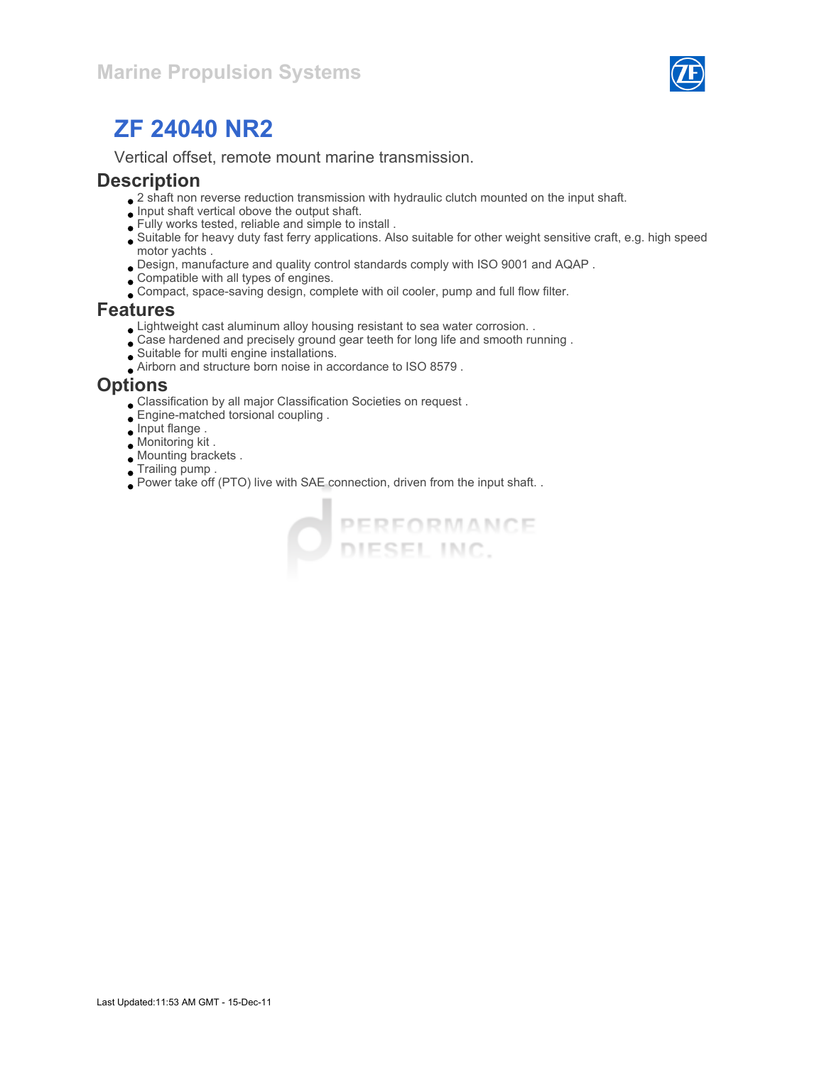Marine Propulsion Systems

# ZF 24040 NR2

Vertical offset, remote mount marine transmission.

## Description

- 2 shaft non reverse reduction transmission with hydraulic clutch mounted on the input shaft.
- Input shaft vertical above the output shaft.
- Fully works tested, reliable and simple to install .
- Suitable for heavy duty fast ferry applications. Also suitable for other weight sensitive craft, e.g. high speed motor yachts .
- Design, manufacture and quality control standards comply with ISO 9001 and AQAP .
- Compatible with all types of engines.
- Compact, space-saving design, complete with oil cooler, pump and full flow filter.

## Features

- Lightweight cast aluminum alloy housing resistant to sea water corrosion. .
- Case hardened and precisely ground gear teeth for long life and smooth running .
- Suitable for multi engine installations.
- Airborn and structure born noise in accordance to ISO 8579 .

## Options

- Classification by all major Classification Societies on request .
- Engine-matched torsional coupling .
- Input flange .
- Monitoring kit .
- Mounting brackets .
- Trailing pump .
- Power take off (PTO) live with SAE connection, driven from the input shaft. .

Last Updated:11:53 AM GMT - 15-Dec-11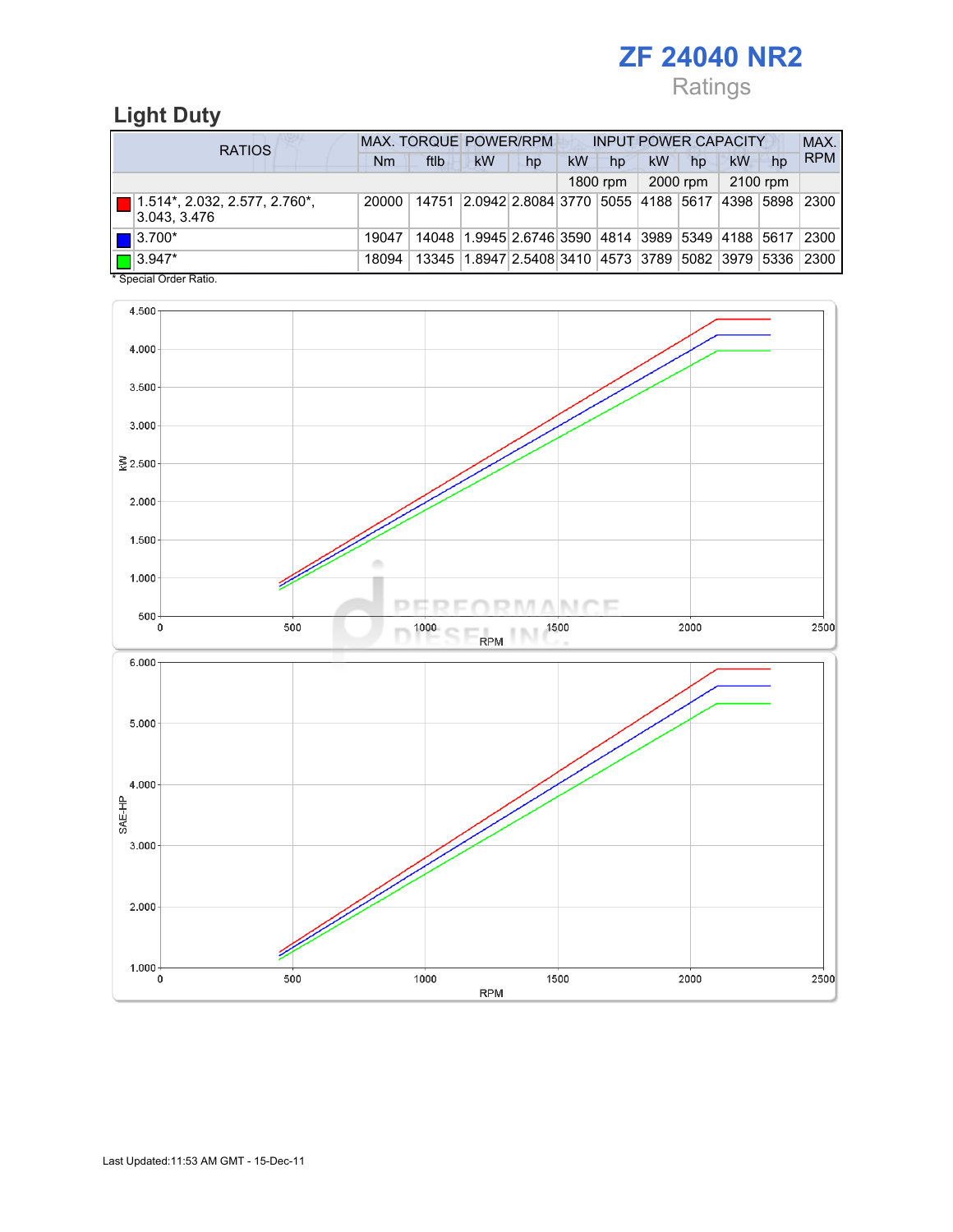# ZF 24040 NR2

Ratings

## Light Duty

| RATIOS | MAX. TORQUE | | POWER/RPM | | INPUT POWER CAPACITY | | | | | | MAX. RPM |
|---|---|---|---|---|---|---|---|---|---|---|---|
| | Nm | ftlb | kW | hp | kW | hp | kW | hp | kW | hp | |
| | | | | | 1800 rpm | | 2000 rpm | | 2100 rpm | | |
| 1.514*, 2.032, 2.577, 2.760*, 3.043, 3.476 | 20000 | 14751 | 2.0942 | 2.8084 | 3770 | 5055 | 4188 | 5617 | 4398 | 5898 | 2300 |
| 3.700* | 19047 | 14048 | 1.9945 | 2.6746 | 3590 | 4814 | 3989 | 5349 | 4188 | 5617 | 2300 |
| 3.947* | 18094 | 13345 | 1.8947 | 2.5408 | 3410 | 4573 | 3789 | 5082 | 3979 | 5336 | 2300 |

* Special Order Ratio.

Last Updated:11:53 AM GMT - 15-Dec-11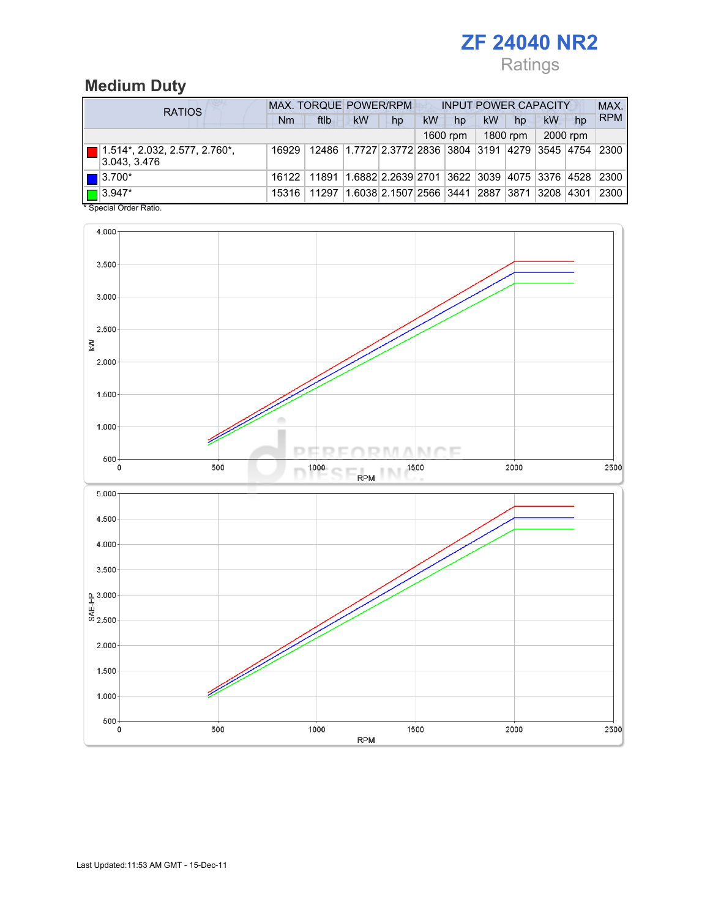# ZF 24040 NR2

Ratings

## Medium Duty

| RATIOS | MAX. TORQUE | | POWER/RPM | | INPUT POWER CAPACITY | | | | | | MAX. RPM |
|---|---|---|---|---|---|---|---|---|---|---|---|
| | Nm | ftlb | kW | hp | kW | hp | kW | hp | kW | hp | |
| | | | | | 1600 rpm | | 1800 rpm | | 2000 rpm | | |
| 1.514*, 2.032, 2.577, 2.760*, 3.043, 3.476 | 16929 | 12486 | 1.7727 | 2.3772 | 2836 | 3804 | 3191 | 4279 | 3545 | 4754 | 2300 |
| 3.700* | 16122 | 11891 | 1.6882 | 2.2639 | 2701 | 3622 | 3039 | 4075 | 3376 | 4528 | 2300 |
| 3.947* | 15316 | 11297 | 1.6038 | 2.1507 | 2566 | 3441 | 2887 | 3871 | 3208 | 4301 | 2300 |

* Special Order Ratio.

Last Updated:11:53 AM GMT - 15-Dec-11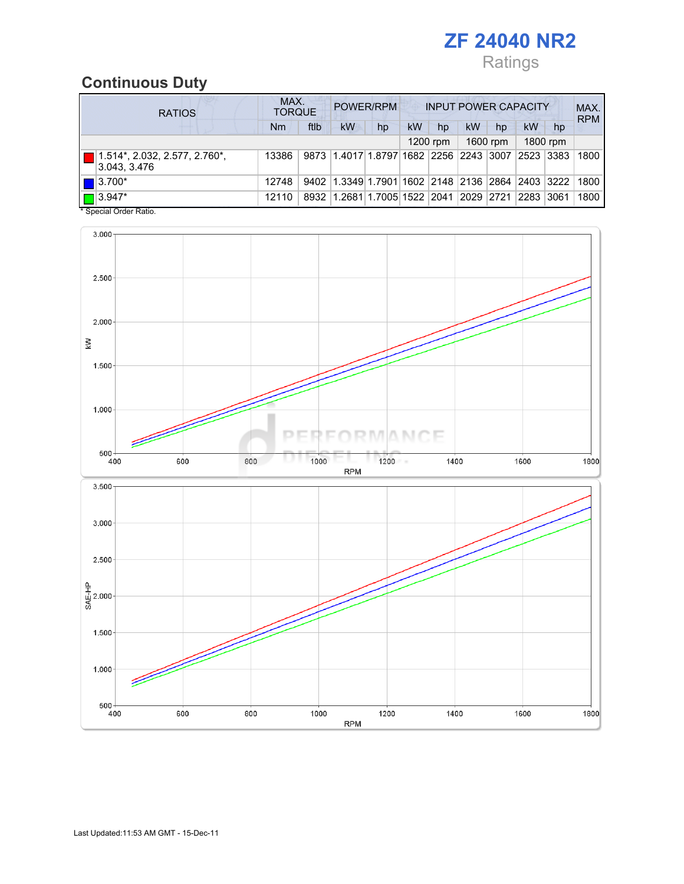# ZF 24040 NR2

Ratings

## Continuous Duty

| RATIOS | MAX. TORQUE | | POWER/RPM | | INPUT POWER CAPACITY | | | | | | MAX. RPM |
|---|---|---|---|---|---|---|---|---|---|---|---|
| | Nm | ftlb | kW | hp | kW | hp | kW | hp | kW | hp | |
| | | | | | 1200 rpm | | 1600 rpm | | 1800 rpm | | |
| 1.514*, 2.032, 2.577, 2.760*, 3.043, 3.476 | 13386 | 9873 | 1.4017 | 1.8797 | 1682 | 2256 | 2243 | 3007 | 2523 | 3383 | 1800 |
| 3.700* | 12748 | 9402 | 1.3349 | 1.7901 | 1602 | 2148 | 2136 | 2864 | 2403 | 3222 | 1800 |
| 3.947* | 12110 | 8932 | 1.2681 | 1.7005 | 1522 | 2041 | 2029 | 2721 | 2283 | 3061 | 1800 |

\* Special Order Ratio.

Last Updated:11:53 AM GMT - 15-Dec-11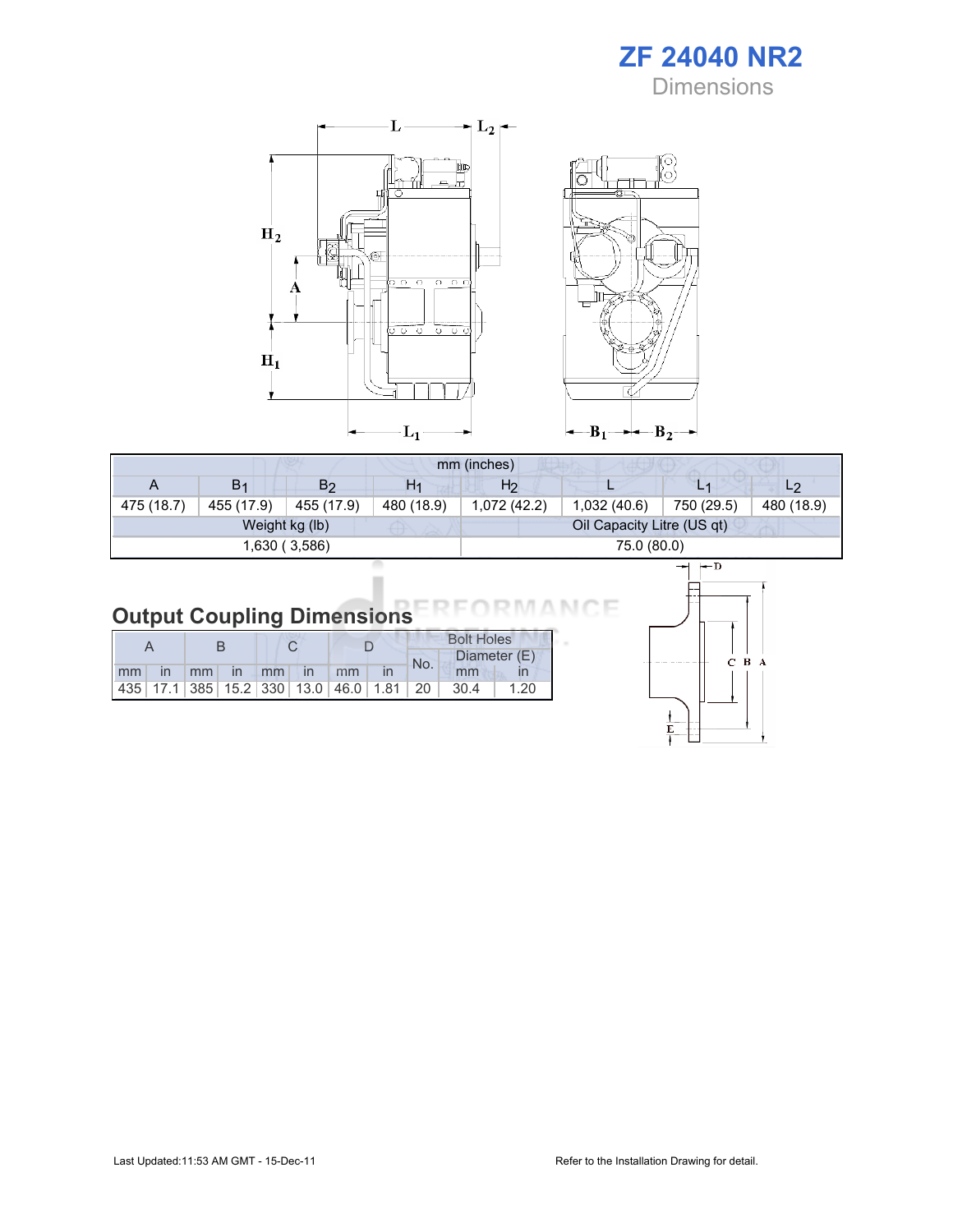# ZF 24040 NR2

Dimensions

| mm (inches) | | | | | | | |
|---|---|---|---|---|---|---|---|
| A | $B_1$ | $B_2$ | $H_1$ | $H_2$ | L | $L_1$ | $L_2$ |
| 475 (18.7) | 455 (17.9) | 455 (17.9) | 480 (18.9) | 1,072 (42.2) | 1,032 (40.6) | 750 (29.5) | 480 (18.9) |
| Weight kg (lb) | | | | Oil Capacity Litre (US qt) | | | |
| 1,630 ( 3,586) | | | | 75.0 (80.0) | | | |

## Output Coupling Dimensions

| A | | B | | C | | D | | Bolt Holes | | |
|---|---|---|---|---|---|---|---|---|---|---|
| | | | | | | | | No. | Diameter (E) | |
| mm | in | mm | in | mm | in | mm | in | | mm | in |
| 435 | 17.1 | 385 | 15.2 | 330 | 13.0 | 46.0 | 1.81 | 20 | 30.4 | 1.20 |

Last Updated:11:53 AM GMT - 15-Dec-11

Refer to the Installation Drawing for detail.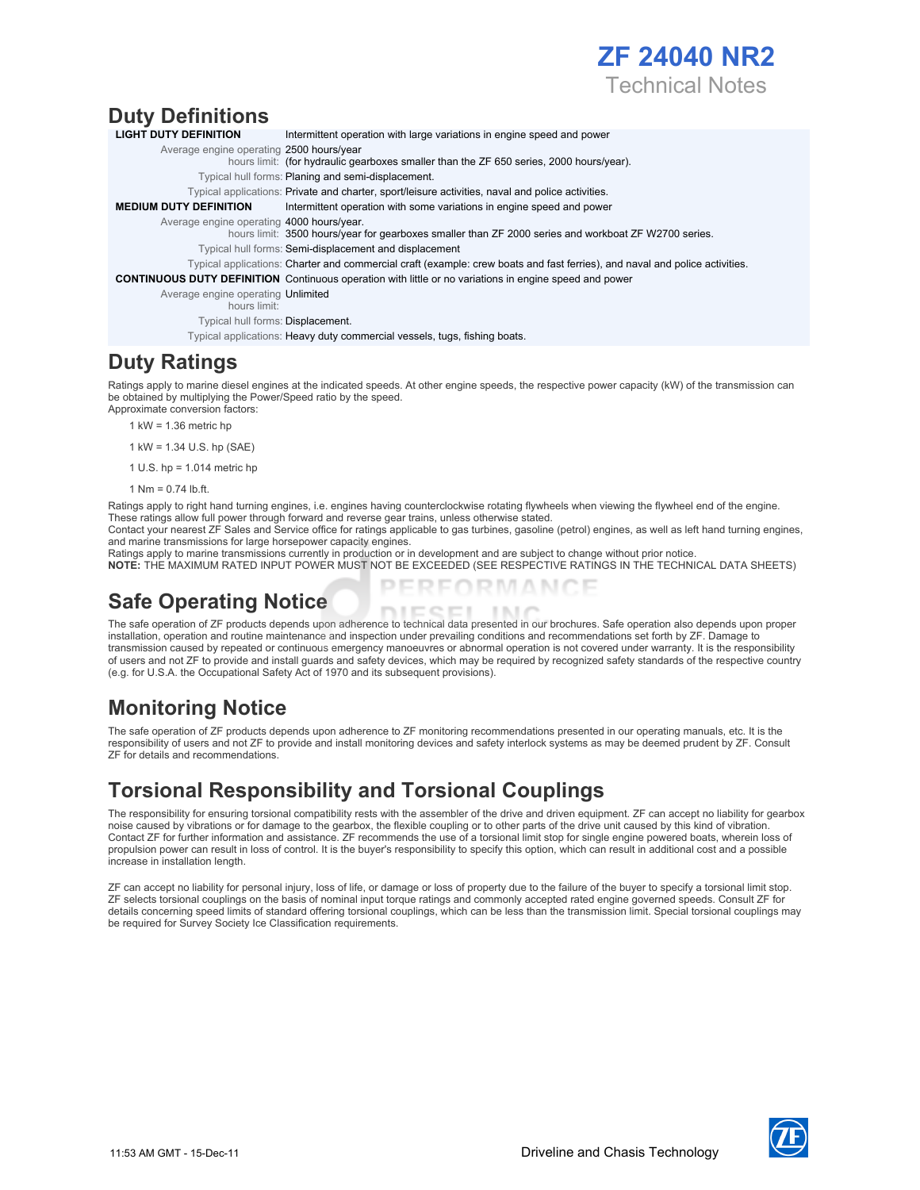# ZF 24040 NR2

Technical Notes

## Duty Definitions

| | |
|---|---|
| **LIGHT DUTY DEFINITION** | Intermittent operation with large variations in engine speed and power |
| Average engine operating hours limit: | 2500 hours/year (for hydraulic gearboxes smaller than the ZF 650 series, 2000 hours/year). |
| Typical hull forms: | Planing and semi-displacement. |
| Typical applications: | Private and charter, sport/leisure activities, naval and police activities. |
| **MEDIUM DUTY DEFINITION** | Intermittent operation with some variations in engine speed and power |
| Average engine operating hours limit: | 4000 hours/year. 3500 hours/year for gearboxes smaller than ZF 2000 series and workboat ZF W2700 series. |
| Typical hull forms: | Semi-displacement and displacement |
| Typical applications: | Charter and commercial craft (example: crew boats and fast ferries), and naval and police activities. |
| **CONTINUOUS DUTY DEFINITION** | Continuous operation with little or no variations in engine speed and power |
| Average engine operating hours limit: | Unlimited |
| Typical hull forms: | Displacement. |
| Typical applications: | Heavy duty commercial vessels, tugs, fishing boats. |

## Duty Ratings

Ratings apply to marine diesel engines at the indicated speeds. At other engine speeds, the respective power capacity (kW) of the transmission can be obtained by multiplying the Power/Speed ratio by the speed.
Approximate conversion factors:

1 kW = 1.36 metric hp

1 kW = 1.34 U.S. hp (SAE)

1 U.S. hp = 1.014 metric hp

1 Nm = 0.74 lb.ft.

Ratings apply to right hand turning engines, i.e. engines having counterclockwise rotating flywheels when viewing the flywheel end of the engine. These ratings allow full power through forward and reverse gear trains, unless otherwise stated.
Contact your nearest ZF Sales and Service office for ratings applicable to gas turbines, gasoline (petrol) engines, as well as left hand turning engines, and marine transmissions for large horsepower capacity engines.
Ratings apply to marine transmissions currently in production or in development and are subject to change without prior notice.
**NOTE:** THE MAXIMUM RATED INPUT POWER MUST NOT BE EXCEEDED (SEE RESPECTIVE RATINGS IN THE TECHNICAL DATA SHEETS)

## Safe Operating Notice

The safe operation of ZF products depends upon adherence to technical data presented in our brochures. Safe operation also depends upon proper installation, operation and routine maintenance and inspection under prevailing conditions and recommendations set forth by ZF. Damage to transmission caused by repeated or continuous emergency manoeuvres or abnormal operation is not covered under warranty. It is the responsibility of users and not ZF to provide and install guards and safety devices, which may be required by recognized safety standards of the respective country (e.g. for U.S.A. the Occupational Safety Act of 1970 and its subsequent provisions).

## Monitoring Notice

The safe operation of ZF products depends upon adherence to ZF monitoring recommendations presented in our operating manuals, etc. It is the responsibility of users and not ZF to provide and install monitoring devices and safety interlock systems as may be deemed prudent by ZF. Consult ZF for details and recommendations.

## Torsional Responsibility and Torsional Couplings

The responsibility for ensuring torsional compatibility rests with the assembler of the drive and driven equipment. ZF can accept no liability for gearbox noise caused by vibrations or for damage to the gearbox, the flexible coupling or to other parts of the drive unit caused by this kind of vibration. Contact ZF for further information and assistance. ZF recommends the use of a torsional limit stop for single engine powered boats, wherein loss of propulsion power can result in loss of control. It is the buyer's responsibility to specify this option, which can result in additional cost and a possible increase in installation length.

ZF can accept no liability for personal injury, loss of life, or damage or loss of property due to the failure of the buyer to specify a torsional limit stop. ZF selects torsional couplings on the basis of nominal input torque ratings and commonly accepted rated engine governed speeds. Consult ZF for details concerning speed limits of standard offering torsional couplings, which can be less than the transmission limit. Special torsional couplings may be required for Survey Society Ice Classification requirements.